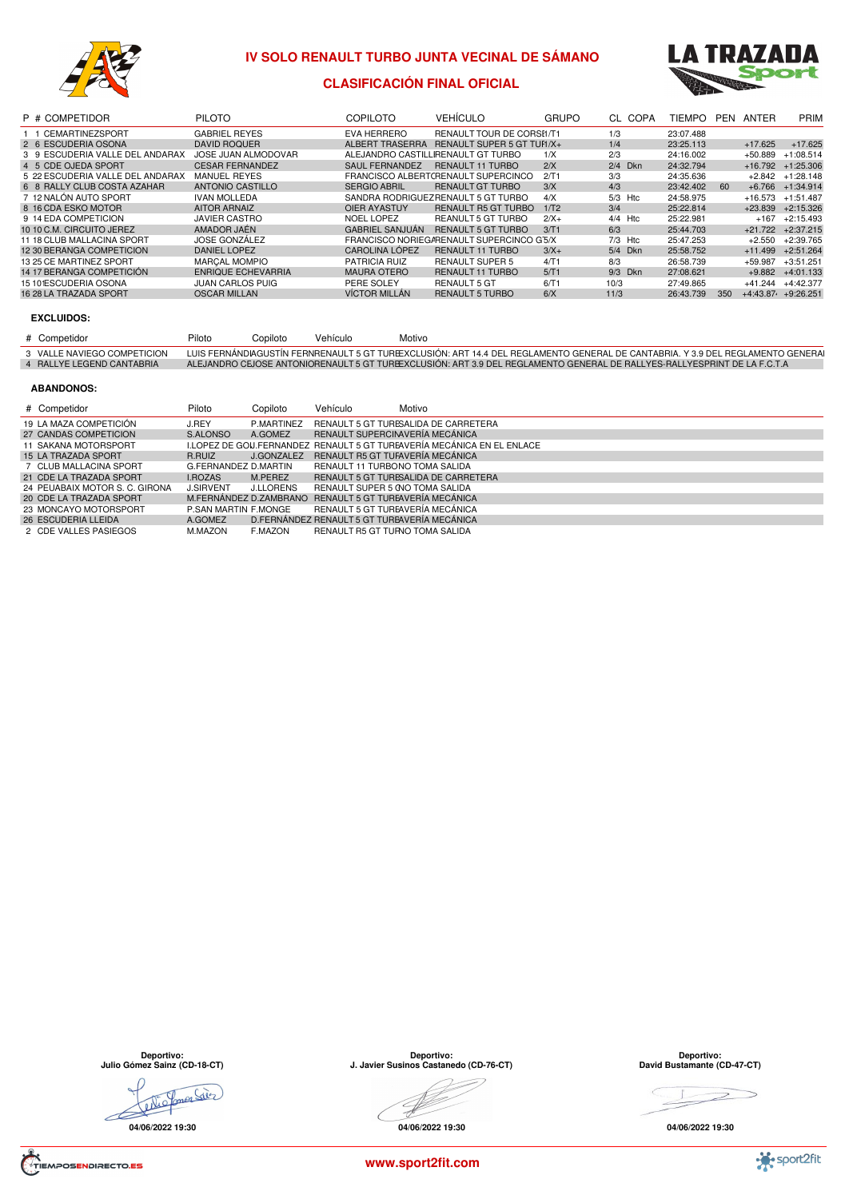# IV SOLO RENAULT TURBO JUNTA VECINAL DE SÁMANO

## CLASIFICACIÓN FINAL OFICIAL

| P | # | COMPETIDOR | PILOTO | COPILOTO | VEHÍCULO | GRUPO | CL | COPA | TIEMPO | PEN | ANTER | PRIM |
|---|---|---|---|---|---|---|---|---|---|---|---|---|
| 1 | 1 | CEMARTINEZSPORT | GABRIEL REYES | EVA HERRERO | RENAULT TOUR DE CORSE | 1/T1 | 1/3 | | 23:07.488 | | | |
| 2 | 6 | ESCUDERIA OSONA | DAVID ROQUER | ALBERT TRASERRA | RENAULT SUPER 5 GT TUR | 1/X+ | 1/4 | | 23:25.113 | | +17.625 | +17.625 |
| 3 | 9 | ESCUDERIA VALLE DEL ANDARAX | JOSE JUAN ALMODOVAR | ALEJANDRO CASTILLO | RENAULT GT TURBO | 1/X | 2/3 | | 24:16.002 | | +50.889 | +1:08.514 |
| 4 | 5 | CDE OJEDA SPORT | CESAR FERNANDEZ | SAUL FERNANDEZ | RENAULT 11 TURBO | 2/X | 2/4 | Dkn | 24:32.794 | | +16.792 | +1:25.306 |
| 5 | 22 | ESCUDERIA VALLE DEL ANDARAX | MANUEL REYES | FRANCISCO ALBERTO | RENAULT SUPERCINCO | 2/T1 | 3/3 | | 24:35.636 | | +2.842 | +1:28.148 |
| 6 | 8 | RALLY CLUB COSTA AZAHAR | ANTONIO CASTILLO | SERGIO ABRIL | RENAULT GT TURBO | 3/X | 4/3 | | 23:42.402 | 60 | +6.766 | +1:34.914 |
| 7 | 12 | NALÓN AUTO SPORT | IVAN MOLLEDA | SANDRA RODRIGUEZ | RENAULT 5 GT TURBO | 4/X | 5/3 | Htc | 24:58.975 | | +16.573 | +1:51.487 |
| 8 | 16 | CDA ESKO MOTOR | AITOR ARNAIZ | OIER AYASTUY | RENAULT R5 GT TURBO | 1/T2 | 3/4 | | 25:22.814 | | +23.839 | +2:15.326 |
| 9 | 14 | EDA COMPETICION | JAVIER CASTRO | NOEL LOPEZ | REANULT 5 GT TURBO | 2/X+ | 4/4 | Htc | 25:22.981 | | +167 | +2:15.493 |
| 10 | 10 | C.M. CIRCUITO JEREZ | AMADOR JAÉN | GABRIEL SANJUÁN | RENAULT 5 GT TURBO | 3/T1 | 6/3 | | 25:44.703 | | +21.722 | +2:37.215 |
| 11 | 18 | CLUB MALLACINA SPORT | JOSE GONZÁLEZ | FRANCISCO NORIEGA | RENAULT SUPERCINCO GT | 5/X | 7/3 | Htc | 25:47.253 | | +2.550 | +2:39.765 |
| 12 | 30 | BERANGA COMPETICION | DANIEL LOPEZ | CAROLINA LÓPEZ | RENAULT 11 TURBO | 3/X+ | 5/4 | Dkn | 25:58.752 | | +11.499 | +2:51.264 |
| 13 | 25 | CE MARTINEZ SPORT | MARÇAL MOMPIO | PATRICIA RUIZ | RENAULT SUPER 5 | 4/T1 | 8/3 | | 26:58.739 | | +59.987 | +3:51.251 |
| 14 | 17 | BERANGA COMPETICIÓN | ENRIQUE ECHEVARRIA | MAURA OTERO | RENAULT 11 TURBO | 5/T1 | 9/3 | Dkn | 27:08.621 | | +9.882 | +4:01.133 |
| 15 | 101 | ESCUDERIA OSONA | JUAN CARLOS PUIG | PERE SOLEY | RENAULT 5 GT | 6/T1 | 10/3 | | 27:49.865 | | +41.244 | +4:42.377 |
| 16 | 28 | LA TRAZADA SPORT | OSCAR MILLAN | VÍCTOR MILLÁN | RENAULT 5 TURBO | 6/X | 11/3 | | 26:43.739 | 350 | +4:43.87 | +9:26.251 |

### EXCLUIDOS:

| # | Competidor | Piloto | Copiloto | Vehículo | Motivo |
|---|---|---|---|---|---|
| 3 | VALLE NAVIEGO COMPETICION | LUIS FERNÁNDEZ | AGUSTÍN FERNÁNDEZ | RENAULT 5 GT TURBO | EXCLUSIÓN: ART 14.4 DEL REGLAMENTO GENERAL DE CANTABRIA. Y 3.9 DEL REGLAMENTO GENERAL |
| 4 | RALLYE LEGEND CANTABRIA | ALEJANDRO CEJAS | JOSE ANTONIO | RENAULT 5 GT TURBO | EXCLUSIÓN: ART 3.9 DEL REGLAMENTO GENERAL DE RALLYES-RALLYESPRINT DE LA F.C.T.A |

### ABANDONOS:

| # | Competidor | Piloto | Copiloto | Vehículo | Motivo |
|---|---|---|---|---|---|
| 19 | LA MAZA COMPETICIÓN | J.REY | P.MARTINEZ | RENAULT 5 GT TURBO | SALIDA DE CARRETERA |
| 27 | CANDAS COMPETICION | S.ALONSO | A.GOMEZ | RENAULT SUPERCINCO | AVERÍA MECÁNICA |
| 11 | SAKANA MOTORSPORT | I.LOPEZ DE GOI | J.FERNANDEZ | RENAULT 5 GT TURBO | AVERÍA MECÁNICA EN EL ENLACE |
| 15 | LA TRAZADA SPORT | R.RUIZ | J.GONZALEZ | RENAULT R5 GT TURBO | AVERÍA MECÁNICA |
| 7 | CLUB MALLACINA SPORT | G.FERNANDEZ | D.MARTIN | RENAULT 11 TURBO | NO TOMA SALIDA |
| 21 | CDE LA TRAZADA SPORT | I.ROZAS | M.PEREZ | RENAULT 5 GT TURBO | SALIDA DE CARRETERA |
| 24 | PEUABAIX MOTOR S. C. GIRONA | J.SIRVENT | J.LLORENS | RENAULT SUPER 5 GT | NO TOMA SALIDA |
| 20 | CDE LA TRAZADA SPORT | M.FERNÁNDEZ | D.ZAMBRANO | RENAULT 5 GT TURBO | AVERÍA MECÁNICA |
| 23 | MONCAYO MOTORSPORT | P.SAN MARTIN | F.MONGE | RENAULT 5 GT TURBO | AVERÍA MECÁNICA |
| 26 | ESCUDERIA LLEIDA | A.GOMEZ | D.FERNÁNDEZ | RENAULT 5 GT TURBO | AVERÍA MECÁNICA |
| 2 | CDE VALLES PASIEGOS | M.MAZON | F.MAZON | RENAULT R5 GT TURBO | NO TOMA SALIDA |

**Deportivo:**
**Julio Gómez Sainz (CD-18-CT)**

**04/06/2022 19:30**

**Deportivo:**
**J. Javier Susinos Castanedo (CD-76-CT)**

**04/06/2022 19:30**

**Deportivo:**
**David Bustamante (CD-47-CT)**

**04/06/2022 19:30**

www.sport2fit.com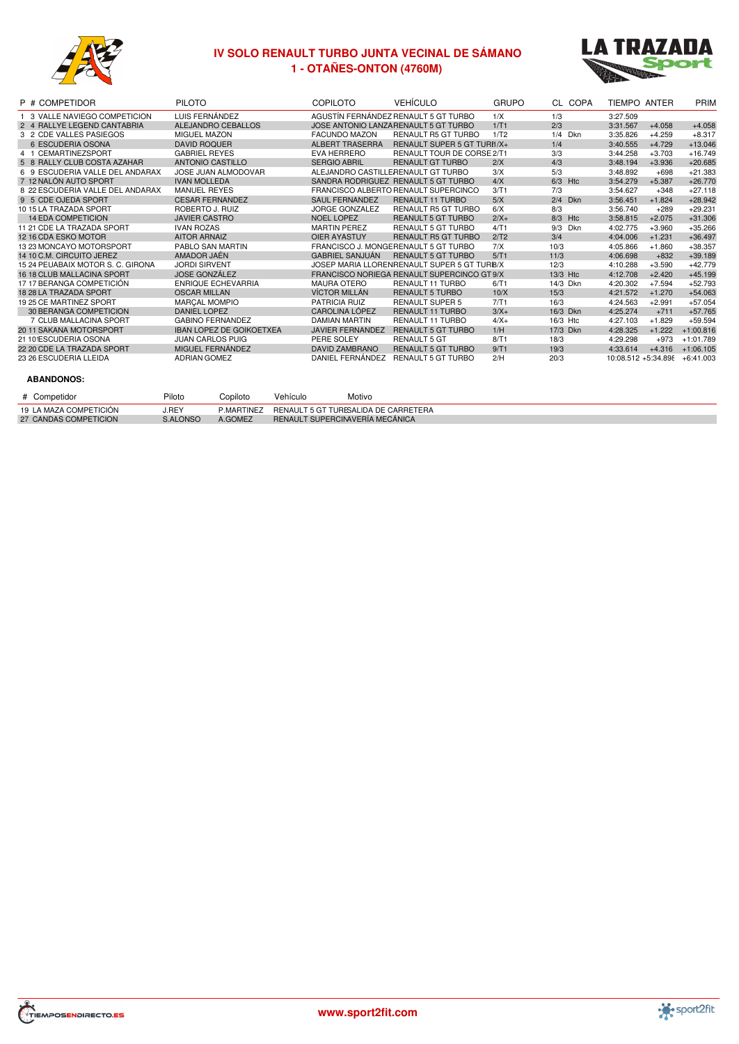# IV SOLO RENAULT TURBO JUNTA VECINAL DE SÁMANO

## 1 - OTAÑES-ONTON (4760M)

| P | # | COMPETIDOR | PILOTO | COPILOTO | VEHÍCULO | GRUPO | CL | COPA | TIEMPO | ANTER | PRIM |
|---|---|---|---|---|---|---|---|---|---|---|---|
| 1 | 3 | VALLE NAVIEGO COMPETICION | LUIS FERNÁNDEZ | AGUSTÍN FERNÁNDEZ | RENAULT 5 GT TURBO | 1/X | 1/3 | | 3:27.509 | | |
| 2 | 4 | RALLYE LEGEND CANTABRIA | ALEJANDRO CEBALLOS | JOSE ANTONIO LANZA | RENAULT 5 GT TURBO | 1/T1 | 2/3 | | 3:31.567 | +4.058 | +4.058 |
| 3 | 2 | CDE VALLES PASIEGOS | MIGUEL MAZON | FACUNDO MAZON | RENAULT R5 GT TURBO | 1/T2 | 1/4 | Dkn | 3:35.826 | +4.259 | +8.317 |
| | 6 | ESCUDERIA OSONA | DAVID ROQUER | ALBERT TRASERRA | RENAULT SUPER 5 GT TURB | 1/X+ | 1/4 | | 3:40.555 | +4.729 | +13.046 |
| 4 | 1 | CEMARTINEZSPORT | GABRIEL REYES | EVA HERRERO | RENAULT TOUR DE CORSE | 2/T1 | 3/3 | | 3:44.258 | +3.703 | +16.749 |
| 5 | 8 | RALLY CLUB COSTA AZAHAR | ANTONIO CASTILLO | SERGIO ABRIL | RENAULT GT TURBO | 2/X | 4/3 | | 3:48.194 | +3.936 | +20.685 |
| 6 | 9 | ESCUDERIA VALLE DEL ANDARAX | JOSE JUAN ALMODOVAR | ALEJANDRO CASTILLE | RENAULT GT TURBO | 3/X | 5/3 | | 3:48.892 | +698 | +21.383 |
| 7 | 12 | NALÓN AUTO SPORT | IVAN MOLLEDA | SANDRA RODRIGUEZ | RENAULT 5 GT TURBO | 4/X | 6/3 | Htc | 3:54.279 | +5.387 | +26.770 |
| 8 | 22 | ESCUDERIA VALLE DEL ANDARAX | MANUEL REYES | FRANCISCO ALBERTO | RENAULT SUPERCINCO | 3/T1 | 7/3 | | 3:54.627 | +348 | +27.118 |
| 9 | 5 | CDE OJEDA SPORT | CESAR FERNANDEZ | SAUL FERNANDEZ | RENAULT 11 TURBO | 5/X | 2/4 | Dkn | 3:56.451 | +1.824 | +28.942 |
| 10 | 15 | LA TRAZADA SPORT | ROBERTO J. RUIZ | JORGE GONZALEZ | RENAULT R5 GT TURBO | 6/X | 8/3 | | 3:56.740 | +289 | +29.231 |
| | 14 | EDA COMPETICION | JAVIER CASTRO | NOEL LOPEZ | RENAULT 5 GT TURBO | 2/X+ | 8/3 | Htc | 3:58.815 | +2.075 | +31.306 |
| 11 | 21 | CDE LA TRAZADA SPORT | IVAN ROZAS | MARTIN PEREZ | RENAULT 5 GT TURBO | 4/T1 | 9/3 | Dkn | 4:02.775 | +3.960 | +35.266 |
| 12 | 16 | CDA ESKO MOTOR | AITOR ARNAIZ | OIER AYASTUY | RENAULT R5 GT TURBO | 2/T2 | 3/4 | | 4:04.006 | +1.231 | +36.497 |
| 13 | 23 | MONCAYO MOTORSPORT | PABLO SAN MARTIN | FRANCISCO J. MONGE | RENAULT 5 GT TURBO | 7/X | 10/3 | | 4:05.866 | +1.860 | +38.357 |
| 14 | 10 | C.M. CIRCUITO JEREZ | AMADOR JAÉN | GABRIEL SANJUÁN | RENAULT 5 GT TURBO | 5/T1 | 11/3 | | 4:06.698 | +832 | +39.189 |
| 15 | 24 | PEUABAIX MOTOR S. C. GIRONA | JORDI SIRVENT | JOSEP MARIA LLOREN | RENAULT SUPER 5 GT TURB | 8/X | 12/3 | | 4:10.288 | +3.590 | +42.779 |
| 16 | 18 | CLUB MALLACINA SPORT | JOSE GONZÁLEZ | FRANCISCO NORIEGA | RENAULT SUPERCINCO GT | 9/X | 13/3 | Htc | 4:12.708 | +2.420 | +45.199 |
| 17 | 17 | BERANGA COMPETICIÓN | ENRIQUE ECHEVARRIA | MAURA OTERO | RENAULT 11 TURBO | 6/T1 | 14/3 | Dkn | 4:20.302 | +7.594 | +52.793 |
| 18 | 28 | LA TRAZADA SPORT | OSCAR MILLAN | VÍCTOR MILLÁN | RENAULT 5 TURBO | 10/X | 15/3 | | 4:21.572 | +1.270 | +54.063 |
| 19 | 25 | CE MARTINEZ SPORT | MARÇAL MOMPIO | PATRICIA RUIZ | RENAULT SUPER 5 | 7/T1 | 16/3 | | 4:24.563 | +2.991 | +57.054 |
| | 30 | BERANGA COMPETICION | DANIEL LOPEZ | CAROLINA LÓPEZ | RENAULT 11 TURBO | 3/X+ | 16/3 | Dkn | 4:25.274 | +711 | +57.765 |
| | 7 | CLUB MALLACINA SPORT | GABINO FERNANDEZ | DAMIAN MARTIN | RENAULT 11 TURBO | 4/X+ | 16/3 | Htc | 4:27.103 | +1.829 | +59.594 |
| 20 | 11 | SAKANA MOTORSPORT | IBAN LOPEZ DE GOIKOETXEA | JAVIER FERNANDEZ | RENAULT 5 GT TURBO | 1/H | 17/3 | Dkn | 4:28.325 | +1.222 | +1:00.816 |
| 21 | 101 | ESCUDERIA OSONA | JUAN CARLOS PUIG | PERE SOLEY | RENAULT 5 GT | 8/T1 | 18/3 | | 4:29.298 | +973 | +1:01.789 |
| 22 | 20 | CDE LA TRAZADA SPORT | MIGUEL FERNÁNDEZ | DAVID ZAMBRANO | RENAULT 5 GT TURBO | 9/T1 | 19/3 | | 4:33.614 | +4.316 | +1:06.105 |
| 23 | 26 | ESCUDERIA LLEIDA | ADRIAN GOMEZ | DANIEL FERNÁNDEZ | RENAULT 5 GT TURBO | 2/H | 20/3 | | 10:08.512 | +5:34.898 | +6:41.003 |

**ABANDONOS:**

| # | Competidor | Piloto | Copiloto | Vehículo | Motivo |
|---|---|---|---|---|---|
| 19 | LA MAZA COMPETICIÓN | J.REY | P.MARTINEZ | RENAULT 5 GT TURBO | SALIDA DE CARRETERA |
| 27 | CANDAS COMPETICION | S.ALONSO | A.GOMEZ | RENAULT SUPERCINCO | AVERÍA MECÁNICA |

www.sport2fit.com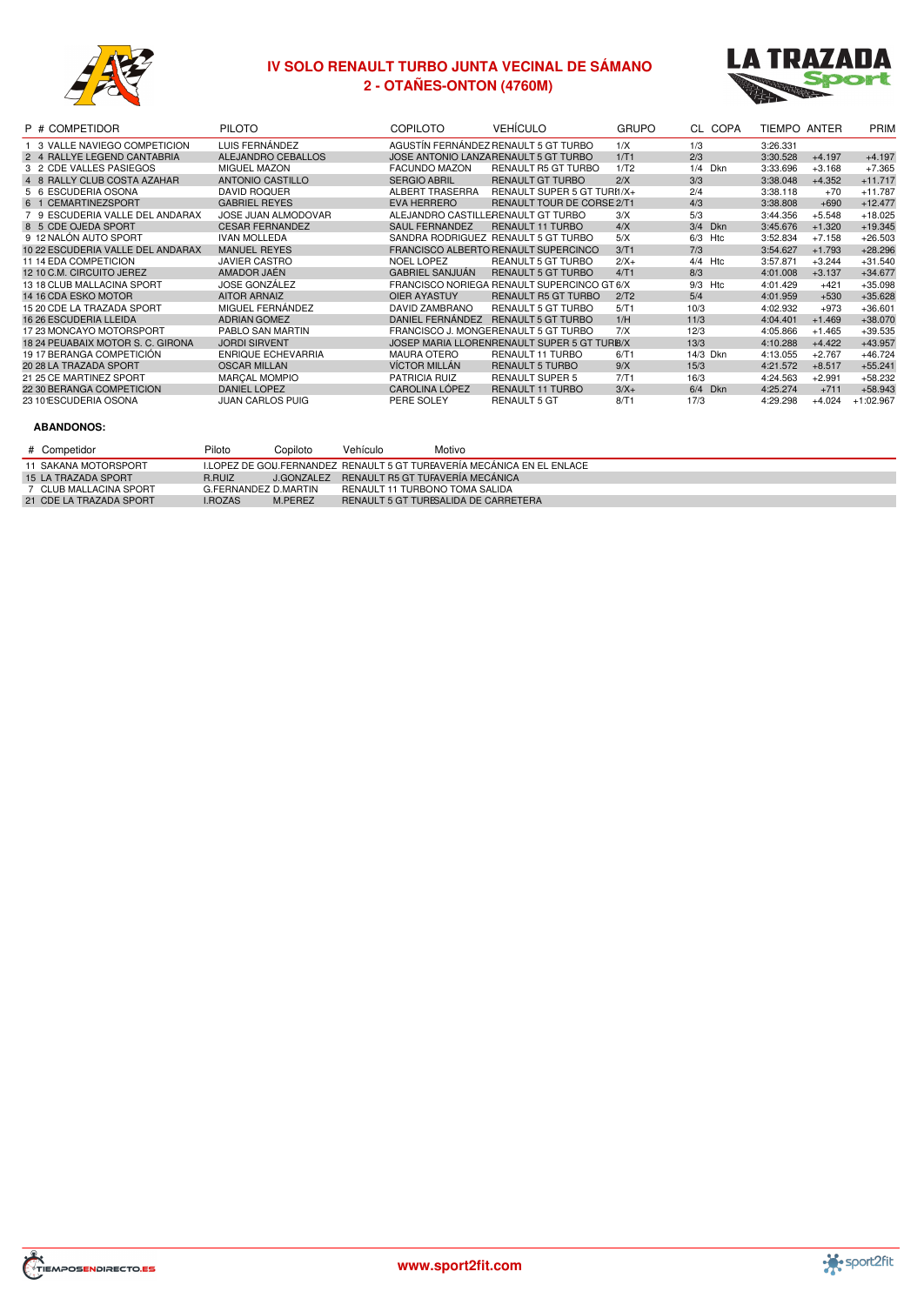# IV SOLO RENAULT TURBO JUNTA VECINAL DE SÁMANO

## 2 - OTAÑES-ONTON (4760M)

| P | # | COMPETIDOR | PILOTO | COPILOTO | VEHÍCULO | GRUPO | CL | COPA | TIEMPO | ANTER | PRIM |
|---|---|---|---|---|---|---|---|---|---|---|---|
| 1 | 3 | VALLE NAVIEGO COMPETICION | LUIS FERNÁNDEZ | AGUSTÍN FERNÁNDEZ | RENAULT 5 GT TURBO | 1/X | 1/3 | | 3:26.331 | | |
| 2 | 4 | RALLYE LEGEND CANTABRIA | ALEJANDRO CEBALLOS | JOSE ANTONIO LANZA | RENAULT 5 GT TURBO | 1/T1 | 2/3 | | 3:30.528 | +4.197 | +4.197 |
| 3 | 2 | CDE VALLES PASIEGOS | MIGUEL MAZON | FACUNDO MAZON | RENAULT R5 GT TURBO | 1/T2 | 1/4 | Dkn | 3:33.696 | +3.168 | +7.365 |
| 4 | 8 | RALLY CLUB COSTA AZAHAR | ANTONIO CASTILLO | SERGIO ABRIL | RENAULT GT TURBO | 2/X | 3/3 | | 3:38.048 | +4.352 | +11.717 |
| 5 | 6 | ESCUDERIA OSONA | DAVID ROQUER | ALBERT TRASERRA | RENAULT SUPER 5 GT TURBO | 1/X+ | 2/4 | | 3:38.118 | +70 | +11.787 |
| 6 | 1 | CEMARTINEZSPORT | GABRIEL REYES | EVA HERRERO | RENAULT TOUR DE CORSE | 2/T1 | 4/3 | | 3:38.808 | +690 | +12.477 |
| 7 | 9 | ESCUDERIA VALLE DEL ANDARAX | JOSE JUAN ALMODOVAR | ALEJANDRO CASTILLE | RENAULT GT TURBO | 3/X | 5/3 | | 3:44.356 | +5.548 | +18.025 |
| 8 | 5 | CDE OJEDA SPORT | CESAR FERNANDEZ | SAUL FERNANDEZ | RENAULT 11 TURBO | 4/X | 3/4 | Dkn | 3:45.676 | +1.320 | +19.345 |
| 9 | 12 | NALÓN AUTO SPORT | IVAN MOLLEDA | SANDRA RODRIGUEZ | RENAULT 5 GT TURBO | 5/X | 6/3 | Htc | 3:52.834 | +7.158 | +26.503 |
| 10 | 22 | ESCUDERIA VALLE DEL ANDARAX | MANUEL REYES | FRANCISCO ALBERTO | RENAULT SUPERCINCO | 3/T1 | 7/3 | | 3:54.627 | +1.793 | +28.296 |
| 11 | 14 | EDA COMPETICION | JAVIER CASTRO | NOEL LOPEZ | REANULT 5 GT TURBO | 2/X+ | 4/4 | Htc | 3:57.871 | +3.244 | +31.540 |
| 12 | 10 | C.M. CIRCUITO JEREZ | AMADOR JAÉN | GABRIEL SANJUÁN | RENAULT 5 GT TURBO | 4/T1 | 8/3 | | 4:01.008 | +3.137 | +34.677 |
| 13 | 18 | CLUB MALLACINA SPORT | JOSE GONZÁLEZ | FRANCISCO NORIEGA | RENAULT SUPERCINCO GT | 6/X | 9/3 | Htc | 4:01.429 | +421 | +35.098 |
| 14 | 16 | CDA ESKO MOTOR | AITOR ARNAIZ | OIER AYASTUY | RENAULT R5 GT TURBO | 2/T2 | 5/4 | | 4:01.959 | +530 | +35.628 |
| 15 | 20 | CDE LA TRAZADA SPORT | MIGUEL FERNÁNDEZ | DAVID ZAMBRANO | RENAULT 5 GT TURBO | 5/T1 | 10/3 | | 4:02.932 | +973 | +36.601 |
| 16 | 26 | ESCUDERIA LLEIDA | ADRIAN GOMEZ | DANIEL FERNÁNDEZ | RENAULT 5 GT TURBO | 1/H | 11/3 | | 4:04.401 | +1.469 | +38.070 |
| 17 | 23 | MONCAYO MOTORSPORT | PABLO SAN MARTIN | FRANCISCO J. MONGE | RENAULT 5 GT TURBO | 7/X | 12/3 | | 4:05.866 | +1.465 | +39.535 |
| 18 | 24 | PEUABAIX MOTOR S. C. GIRONA | JORDI SIRVENT | JOSEP MARIA LLOREN | RENAULT SUPER 5 GT TURBO | 8/X | 13/3 | | 4:10.288 | +4.422 | +43.957 |
| 19 | 17 | BERANGA COMPETICIÓN | ENRIQUE ECHEVARRIA | MAURA OTERO | RENAULT 11 TURBO | 6/T1 | 14/3 | Dkn | 4:13.055 | +2.767 | +46.724 |
| 20 | 28 | LA TRAZADA SPORT | OSCAR MILLAN | VÍCTOR MILLÁN | RENAULT 5 TURBO | 9/X | 15/3 | | 4:21.572 | +8.517 | +55.241 |
| 21 | 25 | CE MARTINEZ SPORT | MARÇAL MOMPIO | PATRICIA RUIZ | RENAULT SUPER 5 | 7/T1 | 16/3 | | 4:24.563 | +2.991 | +58.232 |
| 22 | 30 | BERANGA COMPETICION | DANIEL LOPEZ | CAROLINA LÓPEZ | RENAULT 11 TURBO | 3/X+ | 6/4 | Dkn | 4:25.274 | +711 | +58.943 |
| 23 | 101 | ESCUDERIA OSONA | JUAN CARLOS PUIG | PERE SOLEY | RENAULT 5 GT | 8/T1 | 17/3 | | 4:29.298 | +4.024 | +1:02.967 |

**ABANDONOS:**

| # | Competidor | Piloto | Copiloto | Vehículo | Motivo |
|---|---|---|---|---|---|
| 11 | SAKANA MOTORSPORT | I.LOPEZ DE GOÑ | I.FERNANDEZ | RENAULT 5 GT TURBO | AVERÍA MECÁNICA EN EL ENLACE |
| 15 | LA TRAZADA SPORT | R.RUIZ | J.GONZALEZ | RENAULT R5 GT TURBO | AVERÍA MECÁNICA |
| 7 | CLUB MALLACINA SPORT | G.FERNANDEZ | D.MARTIN | RENAULT 11 TURBO | NO TOMA SALIDA |
| 21 | CDE LA TRAZADA SPORT | I.ROZAS | M.PEREZ | RENAULT 5 GT TURBO | SALIDA DE CARRETERA |

www.sport2fit.com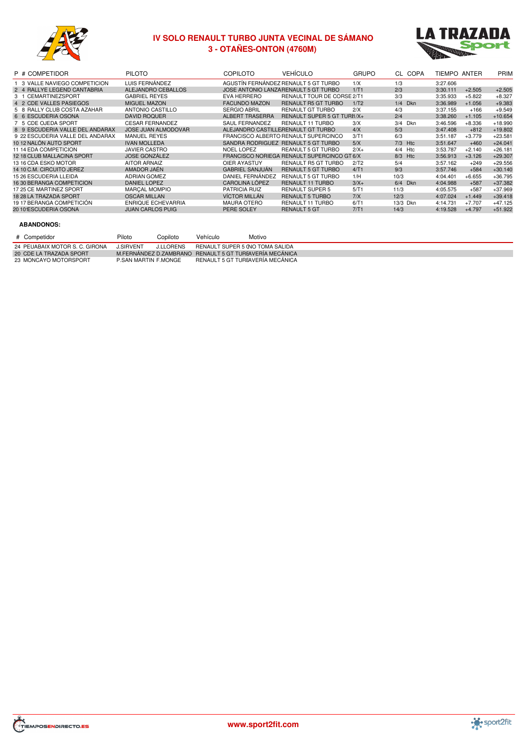# IV SOLO RENAULT TURBO JUNTA VECINAL DE SÁMANO

## 3 - OTAÑES-ONTON (4760M)

| P | # | COMPETIDOR | PILOTO | COPILOTO | VEHÍCULO | GRUPO | CL | COPA | TIEMPO | ANTER | PRIM |
|---|---|---|---|---|---|---|---|---|---|---|---|
| 1 | 3 | VALLE NAVIEGO COMPETICION | LUIS FERNÁNDEZ | AGUSTÍN FERNÁNDEZ | RENAULT 5 GT TURBO | 1/X | 1/3 | | 3:27.606 | | |
| 2 | 4 | RALLYE LEGEND CANTABRIA | ALEJANDRO CEBALLOS | JOSE ANTONIO LANZA | RENAULT 5 GT TURBO | 1/T1 | 2/3 | | 3:30.111 | +2.505 | +2.505 |
| 3 | 1 | CEMARTINEZSPORT | GABRIEL REYES | EVA HERRERO | RENAULT TOUR DE CORSE | 2/T1 | 3/3 | | 3:35.933 | +5.822 | +8.327 |
| 4 | 2 | CDE VALLES PASIEGOS | MIGUEL MAZON | FACUNDO MAZON | RENAULT R5 GT TURBO | 1/T2 | 1/4 | Dkn | 3:36.989 | +1.056 | +9.383 |
| 5 | 8 | RALLY CLUB COSTA AZAHAR | ANTONIO CASTILLO | SERGIO ABRIL | RENAULT GT TURBO | 2/X | 4/3 | | 3:37.155 | +166 | +9.549 |
| 6 | 6 | ESCUDERIA OSONA | DAVID ROQUER | ALBERT TRASERRA | RENAULT SUPER 5 GT TURBO | 1/X+ | 2/4 | | 3:38.260 | +1.105 | +10.654 |
| 7 | 5 | CDE OJEDA SPORT | CESAR FERNANDEZ | SAUL FERNANDEZ | RENAULT 11 TURBO | 3/X | 3/4 | Dkn | 3:46.596 | +8.336 | +18.990 |
| 8 | 9 | ESCUDERIA VALLE DEL ANDARAX | JOSE JUAN ALMODOVAR | ALEJANDRO CASTILLERO | RENAULT GT TURBO | 4/X | 5/3 | | 3:47.408 | +812 | +19.802 |
| 9 | 22 | ESCUDERIA VALLE DEL ANDARAX | MANUEL REYES | FRANCISCO ALBERTO | RENAULT SUPERCINCO | 3/T1 | 6/3 | | 3:51.187 | +3.779 | +23.581 |
| 10 | 12 | NALÓN AUTO SPORT | IVAN MOLLEDA | SANDRA RODRIGUEZ | RENAULT 5 GT TURBO | 5/X | 7/3 | Htc | 3:51.647 | +460 | +24.041 |
| 11 | 14 | EDA COMPETICION | JAVIER CASTRO | NOEL LOPEZ | REANULT 5 GT TURBO | 2/X+ | 4/4 | Htc | 3:53.787 | +2.140 | +26.181 |
| 12 | 18 | CLUB MALLACINA SPORT | JOSE GONZÁLEZ | FRANCISCO NORIEGA | RENAULT SUPERCINCO GT | 6/X | 8/3 | Htc | 3:56.913 | +3.126 | +29.307 |
| 13 | 16 | CDA ESKO MOTOR | AITOR ARNAIZ | OIER AYASTUY | RENAULT R5 GT TURBO | 2/T2 | 5/4 | | 3:57.162 | +249 | +29.556 |
| 14 | 10 | C.M. CIRCUITO JEREZ | AMADOR JAÉN | GABRIEL SANJUÁN | RENAULT 5 GT TURBO | 4/T1 | 9/3 | | 3:57.746 | +584 | +30.140 |
| 15 | 26 | ESCUDERIA LLEIDA | ADRIAN GOMEZ | DANIEL FERNÁNDEZ | RENAULT 5 GT TURBO | 1/H | 10/3 | | 4:04.401 | +6.655 | +36.795 |
| 16 | 30 | BERANGA COMPETICION | DANIEL LOPEZ | CAROLINA LÓPEZ | RENAULT 11 TURBO | 3/X+ | 6/4 | Dkn | 4:04.988 | +587 | +37.382 |
| 17 | 25 | CE MARTINEZ SPORT | MARÇAL MOMPIO | PATRICIA RUIZ | RENAULT SUPER 5 | 5/T1 | 11/3 | | 4:05.575 | +587 | +37.969 |
| 18 | 28 | LA TRAZADA SPORT | OSCAR MILLAN | VÍCTOR MILLÁN | RENAULT 5 TURBO | 7/X | 12/3 | | 4:07.024 | +1.449 | +39.418 |
| 19 | 17 | BERANGA COMPETICIÓN | ENRIQUE ECHEVARRIA | MAURA OTERO | RENAULT 11 TURBO | 6/T1 | 13/3 | Dkn | 4:14.731 | +7.707 | +47.125 |
| 20 | 101 | ESCUDERIA OSONA | JUAN CARLOS PUIG | PERE SOLEY | RENAULT 5 GT | 7/T1 | 14/3 | | 4:19.528 | +4.797 | +51.922 |

**ABANDONOS:**

| # | Competidor | Piloto | Copiloto | Vehículo | Motivo |
|---|---|---|---|---|---|
| 24 | PEUABAIX MOTOR S. C. GIRONA | J.SIRVENT | J.LLORENS | RENAULT SUPER 5 GT | NO TOMA SALIDA |
| 20 | CDE LA TRAZADA SPORT | M.FERNÁNDEZ | D.ZAMBRANO | RENAULT 5 GT TURBO | AVERÍA MECÁNICA |
| 23 | MONCAYO MOTORSPORT | P.SAN MARTIN | F.MONGE | RENAULT 5 GT TURBO | AVERÍA MECÁNICA |

www.sport2fit.com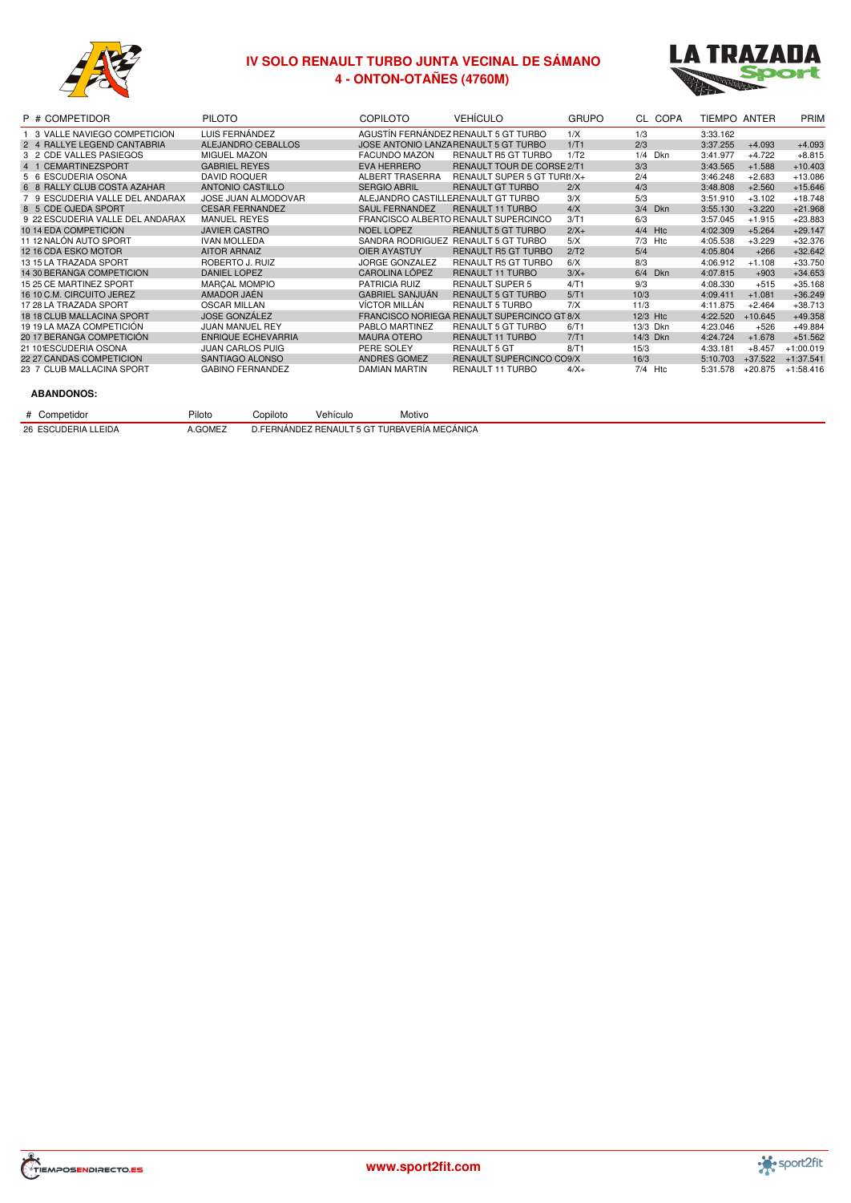# IV SOLO RENAULT TURBO JUNTA VECINAL DE SÁMANO

## 4 - ONTON-OTAÑES (4760M)

| P | # | COMPETIDOR | PILOTO | COPILOTO | VEHÍCULO | GRUPO | CL | COPA | TIEMPO | ANTER | PRIM |
|---|---|---|---|---|---|---|---|---|---|---|---|
| 1 | 3 | VALLE NAVIEGO COMPETICION | LUIS FERNÁNDEZ | AGUSTÍN FERNÁNDEZ | RENAULT 5 GT TURBO | 1/X | 1/3 | | 3:33.162 | | |
| 2 | 4 | RALLYE LEGEND CANTABRIA | ALEJANDRO CEBALLOS | JOSE ANTONIO LANZA | RENAULT 5 GT TURBO | 1/T1 | 2/3 | | 3:37.255 | +4.093 | +4.093 |
| 3 | 2 | CDE VALLES PASIEGOS | MIGUEL MAZON | FACUNDO MAZON | RENAULT R5 GT TURBO | 1/T2 | 1/4 | Dkn | 3:41.977 | +4.722 | +8.815 |
| 4 | 1 | CEMARTINEZSPORT | GABRIEL REYES | EVA HERRERO | RENAULT TOUR DE CORSE | 2/T1 | 3/3 | | 3:43.565 | +1.588 | +10.403 |
| 5 | 6 | ESCUDERIA OSONA | DAVID ROQUER | ALBERT TRASERRA | RENAULT SUPER 5 GT TURBO | 1/X+ | 2/4 | | 3:46.248 | +2.683 | +13.086 |
| 6 | 8 | RALLY CLUB COSTA AZAHAR | ANTONIO CASTILLO | SERGIO ABRIL | RENAULT GT TURBO | 2/X | 4/3 | | 3:48.808 | +2.560 | +15.646 |
| 7 | 9 | ESCUDERIA VALLE DEL ANDARAX | JOSE JUAN ALMODOVAR | ALEJANDRO CASTILLE | RENAULT GT TURBO | 3/X | 5/3 | | 3:51.910 | +3.102 | +18.748 |
| 8 | 5 | CDE OJEDA SPORT | CESAR FERNANDEZ | SAUL FERNANDEZ | RENAULT 11 TURBO | 4/X | 3/4 | Dkn | 3:55.130 | +3.220 | +21.968 |
| 9 | 22 | ESCUDERIA VALLE DEL ANDARAX | MANUEL REYES | FRANCISCO ALBERTO | RENAULT SUPERCINCO | 3/T1 | 6/3 | | 3:57.045 | +1.915 | +23.883 |
| 10 | 14 | EDA COMPETICION | JAVIER CASTRO | NOEL LOPEZ | REANULT 5 GT TURBO | 2/X+ | 4/4 | Htc | 4:02.309 | +5.264 | +29.147 |
| 11 | 12 | NALÓN AUTO SPORT | IVAN MOLLEDA | SANDRA RODRIGUEZ | RENAULT 5 GT TURBO | 5/X | 7/3 | Htc | 4:05.538 | +3.229 | +32.376 |
| 12 | 16 | CDA ESKO MOTOR | AITOR ARNAIZ | OIER AYASTUY | RENAULT R5 GT TURBO | 2/T2 | 5/4 | | 4:05.804 | +266 | +32.642 |
| 13 | 15 | LA TRAZADA SPORT | ROBERTO J. RUIZ | JORGE GONZALEZ | RENAULT R5 GT TURBO | 6/X | 8/3 | | 4:06.912 | +1.108 | +33.750 |
| 14 | 30 | BERANGA COMPETICION | DANIEL LOPEZ | CAROLINA LÓPEZ | RENAULT 11 TURBO | 3/X+ | 6/4 | Dkn | 4:07.815 | +903 | +34.653 |
| 15 | 25 | CE MARTINEZ SPORT | MARÇAL MOMPIO | PATRICIA RUIZ | RENAULT SUPER 5 | 4/T1 | 9/3 | | 4:08.330 | +515 | +35.168 |
| 16 | 10 | C.M. CIRCUITO JEREZ | AMADOR JAÉN | GABRIEL SANJUÁN | RENAULT 5 GT TURBO | 5/T1 | 10/3 | | 4:09.411 | +1.081 | +36.249 |
| 17 | 28 | LA TRAZADA SPORT | OSCAR MILLAN | VÍCTOR MILLÁN | RENAULT 5 TURBO | 7/X | 11/3 | | 4:11.875 | +2.464 | +38.713 |
| 18 | 18 | CLUB MALLACINA SPORT | JOSE GONZÁLEZ | FRANCISCO NORIEGA | RENAULT SUPERCINCO GT | 8/X | 12/3 | Htc | 4:22.520 | +10.645 | +49.358 |
| 19 | 19 | LA MAZA COMPETICIÓN | JUAN MANUEL REY | PABLO MARTINEZ | RENAULT 5 GT TURBO | 6/T1 | 13/3 | Dkn | 4:23.046 | +526 | +49.884 |
| 20 | 17 | BERANGA COMPETICIÓN | ENRIQUE ECHEVARRIA | MAURA OTERO | RENAULT 11 TURBO | 7/T1 | 14/3 | Dkn | 4:24.724 | +1.678 | +51.562 |
| 21 | 101 | ESCUDERIA OSONA | JUAN CARLOS PUIG | PERE SOLEY | RENAULT 5 GT | 8/T1 | 15/3 | | 4:33.181 | +8.457 | +1:00.019 |
| 22 | 27 | CANDAS COMPETICION | SANTIAGO ALONSO | ANDRES GOMEZ | RENAULT SUPERCINCO CO | 9/X | 16/3 | | 5:10.703 | +37.522 | +1:37.541 |
| 23 | 7 | CLUB MALLACINA SPORT | GABINO FERNANDEZ | DAMIAN MARTIN | RENAULT 11 TURBO | 4/X+ | 7/4 | Htc | 5:31.578 | +20.875 | +1:58.416 |

**ABANDONOS:**

| # | Competidor | Piloto | Copiloto | Vehículo | Motivo |
|---|---|---|---|---|---|
| 26 | ESCUDERIA LLEIDA | A.GOMEZ | D.FERNÁNDEZ | RENAULT 5 GT TURBO | AVERÍA MECÁNICA |

www.sport2fit.com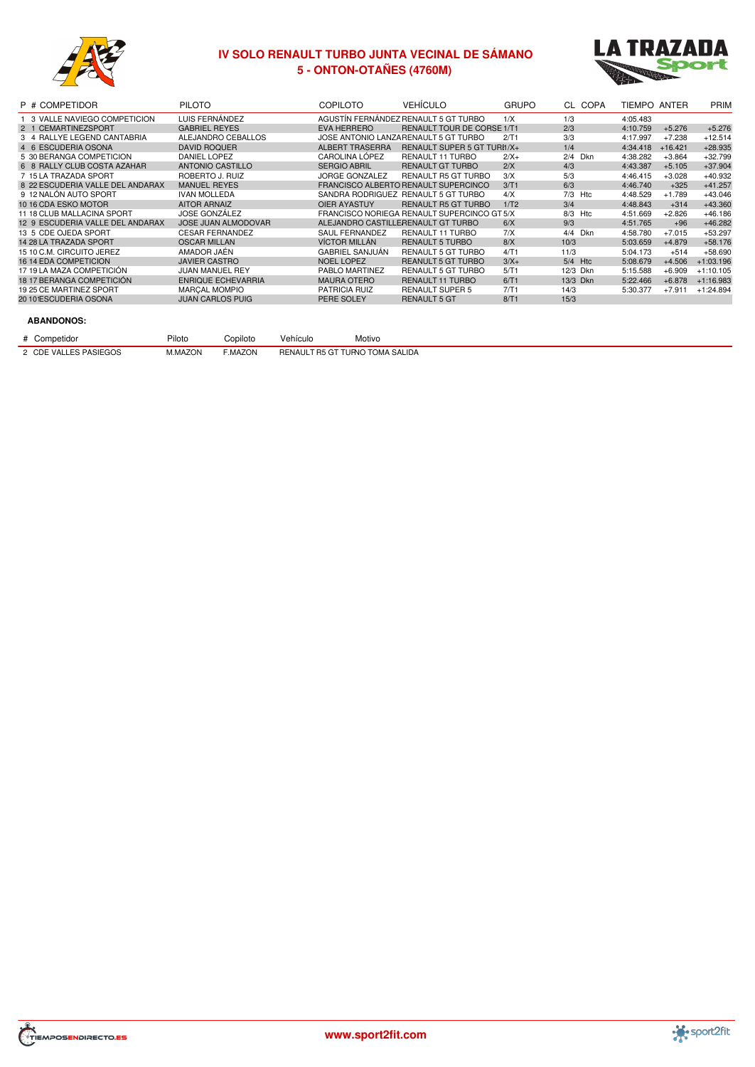# IV SOLO RENAULT TURBO JUNTA VECINAL DE SÁMANO

## 5 - ONTON-OTAÑES (4760M)

| P | # | COMPETIDOR | PILOTO | COPILOTO | VEHÍCULO | GRUPO | CL | COPA | TIEMPO | ANTER | PRIM |
|---|---|---|---|---|---|---|---|---|---|---|---|
| 1 | 3 | VALLE NAVIEGO COMPETICION | LUIS FERNÁNDEZ | AGUSTÍN FERNÁNDEZ | RENAULT 5 GT TURBO | 1/X | 1/3 | | 4:05.483 | | |
| 2 | 1 | CEMARTINEZSPORT | GABRIEL REYES | EVA HERRERO | RENAULT TOUR DE CORSE | 1/T1 | 2/3 | | 4:10.759 | +5.276 | +5.276 |
| 3 | 4 | RALLYE LEGEND CANTABRIA | ALEJANDRO CEBALLOS | JOSE ANTONIO LANZA | RENAULT 5 GT TURBO | 2/T1 | 3/3 | | 4:17.997 | +7.238 | +12.514 |
| 4 | 6 | ESCUDERIA OSONA | DAVID ROQUER | ALBERT TRASERRA | RENAULT SUPER 5 GT TURBO | 1/X+ | 1/4 | | 4:34.418 | +16.421 | +28.935 |
| 5 | 30 | BERANGA COMPETICION | DANIEL LOPEZ | CAROLINA LÓPEZ | RENAULT 11 TURBO | 2/X+ | 2/4 | Dkn | 4:38.282 | +3.864 | +32.799 |
| 6 | 8 | RALLY CLUB COSTA AZAHAR | ANTONIO CASTILLO | SERGIO ABRIL | RENAULT GT TURBO | 2/X | 4/3 | | 4:43.387 | +5.105 | +37.904 |
| 7 | 15 | LA TRAZADA SPORT | ROBERTO J. RUIZ | JORGE GONZALEZ | RENAULT R5 GT TURBO | 3/X | 5/3 | | 4:46.415 | +3.028 | +40.932 |
| 8 | 22 | ESCUDERIA VALLE DEL ANDARAX | MANUEL REYES | FRANCISCO ALBERTO | RENAULT SUPERCINCO | 3/T1 | 6/3 | | 4:46.740 | +325 | +41.257 |
| 9 | 12 | NALÓN AUTO SPORT | IVAN MOLLEDA | SANDRA RODRIGUEZ | RENAULT 5 GT TURBO | 4/X | 7/3 | Htc | 4:48.529 | +1.789 | +43.046 |
| 10 | 16 | CDA ESKO MOTOR | AITOR ARNAIZ | OIER AYASTUY | RENAULT R5 GT TURBO | 1/T2 | 3/4 | | 4:48.843 | +314 | +43.360 |
| 11 | 18 | CLUB MALLACINA SPORT | JOSE GONZÁLEZ | FRANCISCO NORIEGA | RENAULT SUPERCINCO GT | 5/X | 8/3 | Htc | 4:51.669 | +2.826 | +46.186 |
| 12 | 9 | ESCUDERIA VALLE DEL ANDARAX | JOSE JUAN ALMODOVAR | ALEJANDRO CASTILLE | RENAULT GT TURBO | 6/X | 9/3 | | 4:51.765 | +96 | +46.282 |
| 13 | 5 | CDE OJEDA SPORT | CESAR FERNANDEZ | SAUL FERNANDEZ | RENAULT 11 TURBO | 7/X | 4/4 | Dkn | 4:58.780 | +7.015 | +53.297 |
| 14 | 28 | LA TRAZADA SPORT | OSCAR MILLAN | VÍCTOR MILLÁN | RENAULT 5 TURBO | 8/X | 10/3 | | 5:03.659 | +4.879 | +58.176 |
| 15 | 10 | C.M. CIRCUITO JEREZ | AMADOR JAÉN | GABRIEL SANJUÁN | RENAULT 5 GT TURBO | 4/T1 | 11/3 | | 5:04.173 | +514 | +58.690 |
| 16 | 14 | EDA COMPETICION | JAVIER CASTRO | NOEL LOPEZ | RENAULT 5 GT TURBO | 3/X+ | 5/4 | Htc | 5:08.679 | +4.506 | +1:03.196 |
| 17 | 19 | LA MAZA COMPETICIÓN | JUAN MANUEL REY | PABLO MARTINEZ | RENAULT 5 GT TURBO | 5/T1 | 12/3 | Dkn | 5:15.588 | +6.909 | +1:10.105 |
| 18 | 17 | BERANGA COMPETICIÓN | ENRIQUE ECHEVARRIA | MAURA OTERO | RENAULT 11 TURBO | 6/T1 | 13/3 | Dkn | 5:22.466 | +6.878 | +1:16.983 |
| 19 | 25 | CE MARTINEZ SPORT | MARÇAL MOMPIO | PATRICIA RUIZ | RENAULT SUPER 5 | 7/T1 | 14/3 | | 5:30.377 | +7.911 | +1:24.894 |
| 20 | 101 | ESCUDERIA OSONA | JUAN CARLOS PUIG | PERE SOLEY | RENAULT 5 GT | 8/T1 | 15/3 | | | | |

**ABANDONOS:**

| # | Competidor | Piloto | Copiloto | Vehículo | Motivo |
|---|---|---|---|---|---|
| 2 | CDE VALLES PASIEGOS | M.MAZON | F.MAZON | RENAULT R5 GT TURBO | TOMA SALIDA |

www.sport2fit.com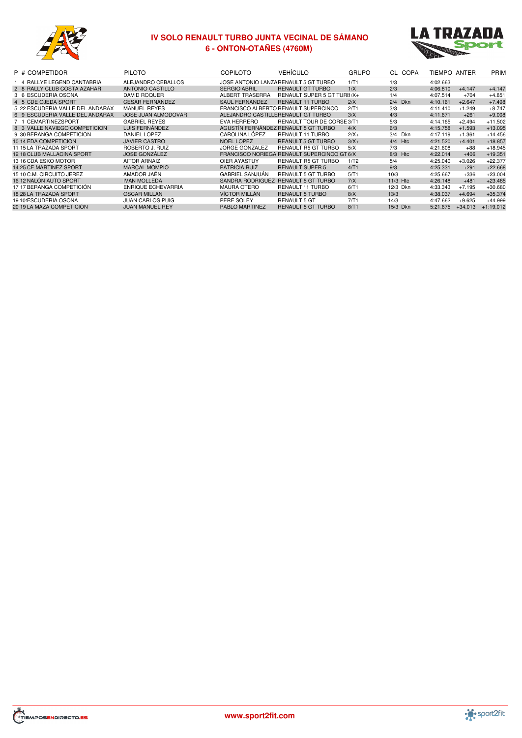# IV SOLO RENAULT TURBO JUNTA VECINAL DE SÁMANO

## 6 - ONTON-OTAÑES (4760M)

| P | # | COMPETIDOR | PILOTO | COPILOTO | VEHÍCULO | GRUPO | CL | COPA | TIEMPO | ANTER | PRIM |
|---|---|---|---|---|---|---|---|---|---|---|---|
| 1 | 4 | RALLYE LEGEND CANTABRIA | ALEJANDRO CEBALLOS | JOSE ANTONIO LANZA | RENAULT 5 GT TURBO | 1/T1 | 1/3 | | 4:02.663 | | |
| 2 | 8 | RALLY CLUB COSTA AZAHAR | ANTONIO CASTILLO | SERGIO ABRIL | RENAULT GT TURBO | 1/X | 2/3 | | 4:06.810 | +4.147 | +4.147 |
| 3 | 6 | ESCUDERIA OSONA | DAVID ROQUER | ALBERT TRASERRA | RENAULT SUPER 5 GT TURB | 1/X+ | 1/4 | | 4:07.514 | +704 | +4.851 |
| 4 | 5 | CDE OJEDA SPORT | CESAR FERNANDEZ | SAUL FERNANDEZ | RENAULT 11 TURBO | 2/X | 2/4 | Dkn | 4:10.161 | +2.647 | +7.498 |
| 5 | 22 | ESCUDERIA VALLE DEL ANDARAX | MANUEL REYES | FRANCISCO ALBERTO | RENAULT SUPERCINCO | 2/T1 | 3/3 | | 4:11.410 | +1.249 | +8.747 |
| 6 | 9 | ESCUDERIA VALLE DEL ANDARAX | JOSE JUAN ALMODOVAR | ALEJANDRO CASTILLE | RENAULT GT TURBO | 3/X | 4/3 | | 4:11.671 | +261 | +9.008 |
| 7 | 1 | CEMARTINEZSPORT | GABRIEL REYES | EVA HERRERO | RENAULT TOUR DE CORSE | 3/T1 | 5/3 | | 4:14.165 | +2.494 | +11.502 |
| 8 | 3 | VALLE NAVIEGO COMPETICION | LUIS FERNÁNDEZ | AGUSTÍN FERNÁNDEZ | RENAULT 5 GT TURBO | 4/X | 6/3 | | 4:15.758 | +1.593 | +13.095 |
| 9 | 30 | BERANGA COMPETICION | DANIEL LOPEZ | CAROLINA LÓPEZ | RENAULT 11 TURBO | 2/X+ | 3/4 | Dkn | 4:17.119 | +1.361 | +14.456 |
| 10 | 14 | EDA COMPETICION | JAVIER CASTRO | NOEL LOPEZ | REANULT 5 GT TURBO | 3/X+ | 4/4 | Htc | 4:21.520 | +4.401 | +18.857 |
| 11 | 15 | LA TRAZADA SPORT | ROBERTO J. RUIZ | JORGE GONZALEZ | RENAULT R5 GT TURBO | 5/X | 7/3 | | 4:21.608 | +88 | +18.945 |
| 12 | 18 | CLUB MALLACINA SPORT | JOSE GONZÁLEZ | FRANCISCO NORIEGA | RENAULT SUPERCINCO GT | 6/X | 8/3 | Htc | 4:22.014 | +406 | +19.351 |
| 13 | 16 | CDA ESKO MOTOR | AITOR ARNAIZ | OIER AYASTUY | RENAULT R5 GT TURBO | 1/T2 | 5/4 | | 4:25.040 | +3.026 | +22.377 |
| 14 | 25 | CE MARTINEZ SPORT | MARÇAL MOMPIO | PATRICIA RUIZ | RENAULT SUPER 5 | 4/T1 | 9/3 | | 4:25.331 | +291 | +22.668 |
| 15 | 10 | C.M. CIRCUITO JEREZ | AMADOR JAÉN | GABRIEL SANJUÁN | RENAULT 5 GT TURBO | 5/T1 | 10/3 | | 4:25.667 | +336 | +23.004 |
| 16 | 12 | NALÓN AUTO SPORT | IVAN MOLLEDA | SANDRA RODRIGUEZ | RENAULT 5 GT TURBO | 7/X | 11/3 | Htc | 4:26.148 | +481 | +23.485 |
| 17 | 17 | BERANGA COMPETICIÓN | ENRIQUE ECHEVARRIA | MAURA OTERO | RENAULT 11 TURBO | 6/T1 | 12/3 | Dkn | 4:33.343 | +7.195 | +30.680 |
| 18 | 28 | LA TRAZADA SPORT | OSCAR MILLAN | VÍCTOR MILLÁN | RENAULT 5 TURBO | 8/X | 13/3 | | 4:38.037 | +4.694 | +35.374 |
| 19 | 101 | ESCUDERIA OSONA | JUAN CARLOS PUIG | PERE SOLEY | RENAULT 5 GT | 7/T1 | 14/3 | | 4:47.662 | +9.625 | +44.999 |
| 20 | 19 | LA MAZA COMPETICIÓN | JUAN MANUEL REY | PABLO MARTINEZ | RENAULT 5 GT TURBO | 8/T1 | 15/3 | Dkn | 5:21.675 | +34.013 | +1:19.012 |

www.sport2fit.com